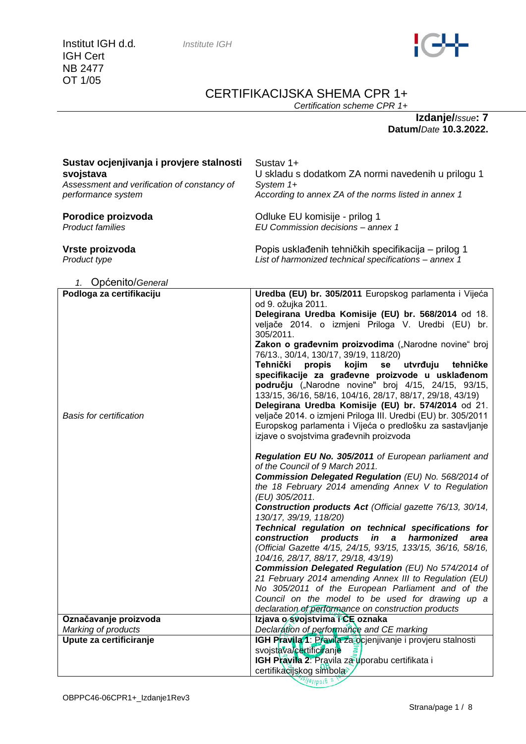Institut IGH d.d.
IGH Cert
NB 2477
OT 1/05

*Institute IGH*

# CERTIFIKACIJSKA SHEMA CPR 1+

*Certification scheme CPR 1+*

**Izdanje/***Issue***: 7**
**Datum/***Date* **10.3.2022.**

| | |
|---|---|
| **Sustav ocjenjivanja i provjere stalnosti svojstava**<br>*Assessment and verification of constancy of performance system* | Sustav 1+<br>U skladu s dodatkom ZA normi navedenih u prilogu 1<br>*System 1+*<br>*According to annex ZA of the norms listed in annex 1* |
| **Porodice proizvoda**<br>*Product families* | Odluke EU komisije - prilog 1<br>*EU Commission decisions – annex 1* |
| **Vrste proizvoda**<br>*Product type* | Popis usklađenih tehničkih specifikacija – prilog 1<br>*List of harmonized technical specifications – annex 1* |

1. Općenito/*General*

| | |
|---|---|
| **Podloga za certifikaciju**<br><br>*Basis for certification* | **Uredba (EU) br. 305/2011** Europskog parlamenta i Vijeća od 9. ožujka 2011.<br>**Delegirana Uredba Komisije (EU) br. 568/2014** od 18. veljače 2014. o izmjeni Priloga V. Uredbi (EU) br. 305/2011.<br>**Zakon o građevnim proizvodima** („Narodne novine“ broj 76/13., 30/14, 130/17, 39/19, 118/20)<br>**Tehnički propis kojim se utvrđuju tehničke specifikacije za građevne proizvode u usklađenom području** („Narodne novine" broj 4/15, 24/15, 93/15, 133/15, 36/16, 58/16, 104/16, 28/17, 88/17, 29/18, 43/19)<br>**Delegirana Uredba Komisije (EU) br. 574/2014** od 21. veljače 2014. o izmjeni Priloga III. Uredbi (EU) br. 305/2011 Europskog parlamenta i Vijeća o predlošku za sastavljanje izjave o svojstvima građevnih proizvoda<br><br>***Regulation EU No. 305/2011*** *of European parliament and of the Council of 9 March 2011.*<br>***Commission Delegated Regulation*** *(EU) No. 568/2014 of the 18 February 2014 amending Annex V to Regulation (EU) 305/2011.*<br>***Construction products Act*** *(Official gazette 76/13, 30/14, 130/17, 39/19, 118/20)*<br>***Technical regulation on technical specifications for construction products in a harmonized area*** *(Official Gazette 4/15, 24/15, 93/15, 133/15, 36/16, 58/16, 104/16, 28/17, 88/17, 29/18, 43/19)*<br>***Commission Delegated Regulation*** *(EU) No 574/2014 of 21 February 2014 amending Annex III to Regulation (EU) No 305/2011 of the European Parliament and of the Council on the model to be used for drawing up a declaration of performance on construction products* |
| **Označavanje proizvoda**<br>*Marking of products* | **Izjava o svojstvima i CE oznaka**<br>*Declaration of performance and CE marking* |
| **Upute za certificiranje** | **IGH Pravila 1**: Pravila za ocjenjivanje i provjeru stalnosti svojstava/certificiranje<br>**IGH Pravila 2**: Pravila za uporabu certifikata i certifikacijskog simbola |

OBPPC46-06CPR1+_Izdanje1Rev3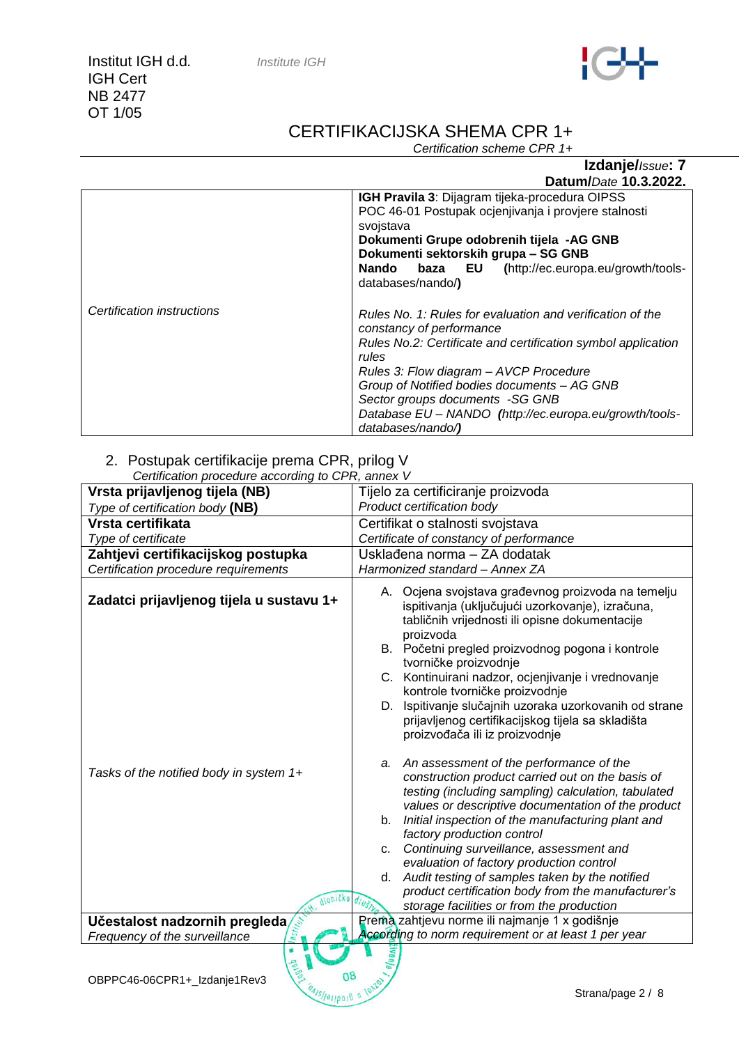**Izdanje/***Issue***: 7**
**Datum/***Date* **10.3.2022.**

| | |
|---|---|
| *Certification instructions* | **IGH Pravila 3**: Dijagram tijeka-procedura OIPSS<br>POC 46-01 Postupak ocjenjivanja i provjere stalnosti svojstava<br>**Dokumenti Grupe odobrenih tijela -AG GNB**<br>**Dokumenti sektorskih grupa – SG GNB**<br>**Nando baza EU (**http://ec.europa.eu/growth/tools-databases/nando/**)**<br><br>*Rules No. 1: Rules for evaluation and verification of the constancy of performance*<br>*Rules No.2: Certificate and certification symbol application rules*<br>*Rules 3: Flow diagram – AVCP Procedure*<br>*Group of Notified bodies documents – AG GNB*<br>*Sector groups documents -SG GNB*<br>*Database EU – NANDO* ***(****http://ec.europa.eu/growth/tools-databases/nando/****)*** |

2. Postupak certifikacije prema CPR, prilog V
   *Certification procedure according to CPR, annex V*

| | |
|---|---|
| **Vrsta prijavljenog tijela (NB)**<br>*Type of certification body* **(NB)** | Tijelo za certificiranje proizvoda<br>*Product certification body* |
| **Vrsta certifikata**<br>*Type of certificate* | Certifikat o stalnosti svojstava<br>*Certificate of constancy of performance* |
| **Zahtjevi certifikacijskog postupka**<br>*Certification procedure requirements* | Usklađena norma – ZA dodatak<br>*Harmonized standard – Annex ZA* |
| **Zadatci prijavljenog tijela u sustavu 1+**<br><br>*Tasks of the notified body in system 1+* | A. Ocjena svojstava građevnog proizvoda na temelju ispitivanja (uključujući uzorkovanje), izračuna, tabličnih vrijednosti ili opisne dokumentacije proizvoda<br>B. Početni pregled proizvodnog pogona i kontrole tvorničke proizvodnje<br>C. Kontinuirani nadzor, ocjenjivanje i vrednovanje kontrole tvorničke proizvodnje<br>D. Ispitivanje slučajnih uzoraka uzorkovanih od strane prijavljenog certifikacijskog tijela sa skladišta proizvođača ili iz proizvodnje<br><br>*a. An assessment of the performance of the construction product carried out on the basis of testing (including sampling) calculation, tabulated values or descriptive documentation of the product*<br>*b. Initial inspection of the manufacturing plant and factory production control*<br>*c. Continuing surveillance, assessment and evaluation of factory production control*<br>*d. Audit testing of samples taken by the notified product certification body from the manufacturer's storage facilities or from the production* |
| **Učestalost nadzornih pregleda**<br>*Frequency of the surveillance* | Prema zahtjevu norme ili najmanje 1 x godišnje<br>*According to norm requirement or at least 1 per year* |

OBPPC46-06CPR1+_Izdanje1Rev3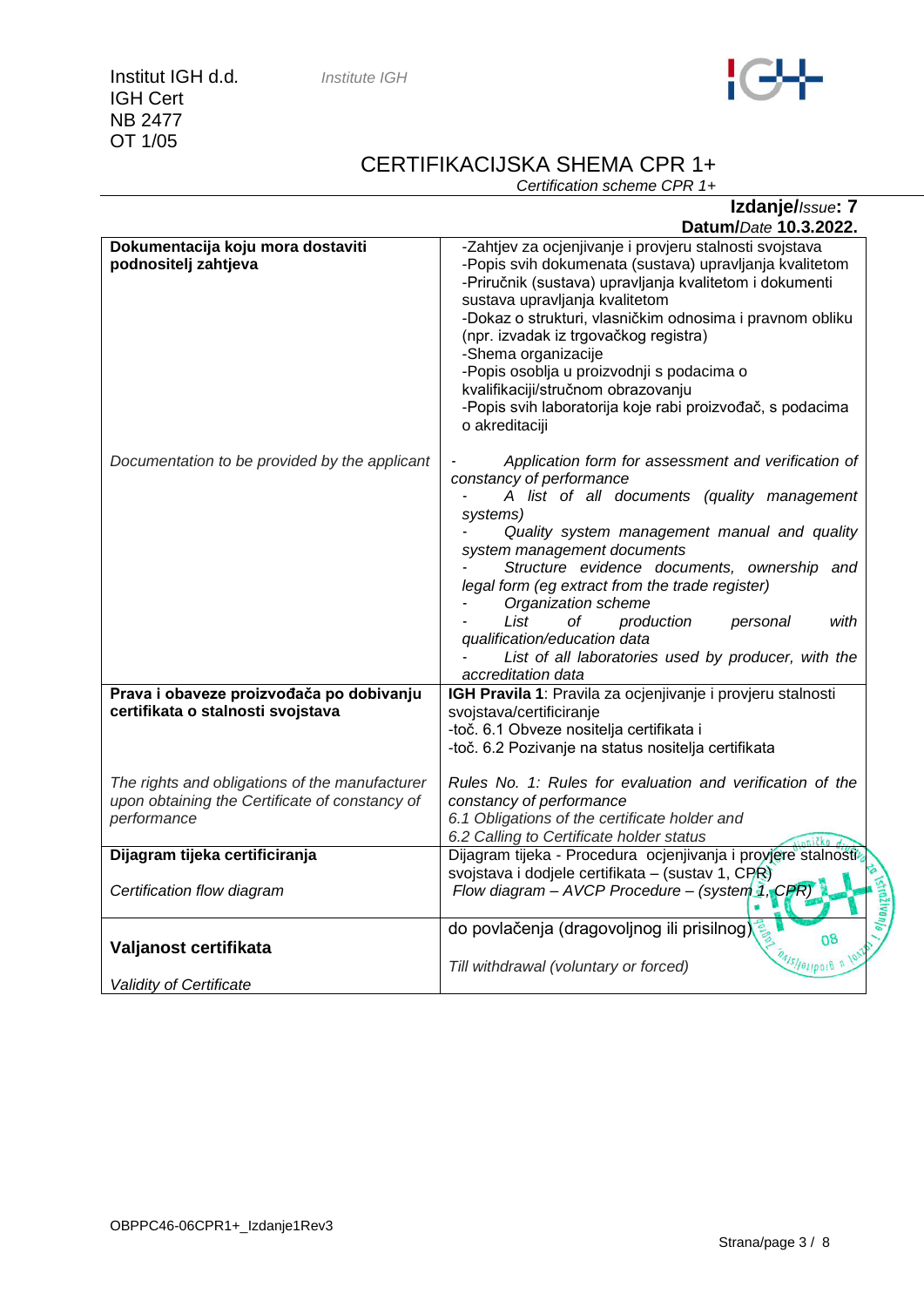Institut IGH d.d.
IGH Cert
NB 2477
OT 1/05

*Institute IGH*

# CERTIFIKACIJSKA SHEMA CPR 1+

*Certification scheme CPR 1+*

**Izdanje/***Issue***: 7**
**Datum/***Date* **10.3.2022.**

| | |
|---|---|
| **Dokumentacija koju mora dostaviti podnositelj zahtjeva** | -Zahtjev za ocjenjivanje i provjeru stalnosti svojstava<br>-Popis svih dokumenata (sustava) upravljanja kvalitetom<br>-Priručnik (sustava) upravljanja kvalitetom i dokumenti sustava upravljanja kvalitetom<br>-Dokaz o strukturi, vlasničkim odnosima i pravnom obliku (npr. izvadak iz trgovačkog registra)<br>-Shema organizacije<br>-Popis osoblja u proizvodnji s podacima o kvalifikaciji/stručnom obrazovanju<br>-Popis svih laboratorija koje rabi proizvođač, s podacima o akreditaciji |
| *Documentation to be provided by the applicant* | - *Application form for assessment and verification of constancy of performance*<br>- *A list of all documents (quality management systems)*<br>- *Quality system management manual and quality system management documents*<br>- *Structure evidence documents, ownership and legal form (eg extract from the trade register)*<br>- *Organization scheme*<br>- *List of production personal with qualification/education data*<br>- *List of all laboratories used by producer, with the accreditation data* |
| **Prava i obaveze proizvođača po dobivanju certifikata o stalnosti svojstava**<br><br>*The rights and obligations of the manufacturer upon obtaining the Certificate of constancy of performance* | **IGH Pravila 1**: Pravila za ocjenjivanje i provjeru stalnosti svojstava/certificiranje<br>-toč. 6.1 Obveze nositelja certifikata i<br>-toč. 6.2 Pozivanje na status nositelja certifikata<br><br>*Rules No. 1: Rules for evaluation and verification of the constancy of performance*<br>*6.1 Obligations of the certificate holder and*<br>*6.2 Calling to Certificate holder status* |
| **Dijagram tijeka certificiranja**<br><br>*Certification flow diagram* | Dijagram tijeka - Procedura ocjenjivanja i provjere stalnosti svojstava i dodjele certifikata – (sustav 1, CPR)<br>*Flow diagram – AVCP Procedure – (system 1, CPR)* |
| **Valjanost certifikata**<br><br>*Validity of Certificate* | do povlačenja (dragovoljnog ili prisilnog)<br><br>*Till withdrawal (voluntary or forced)* |

OBPPC46-06CPR1+_Izdanje1Rev3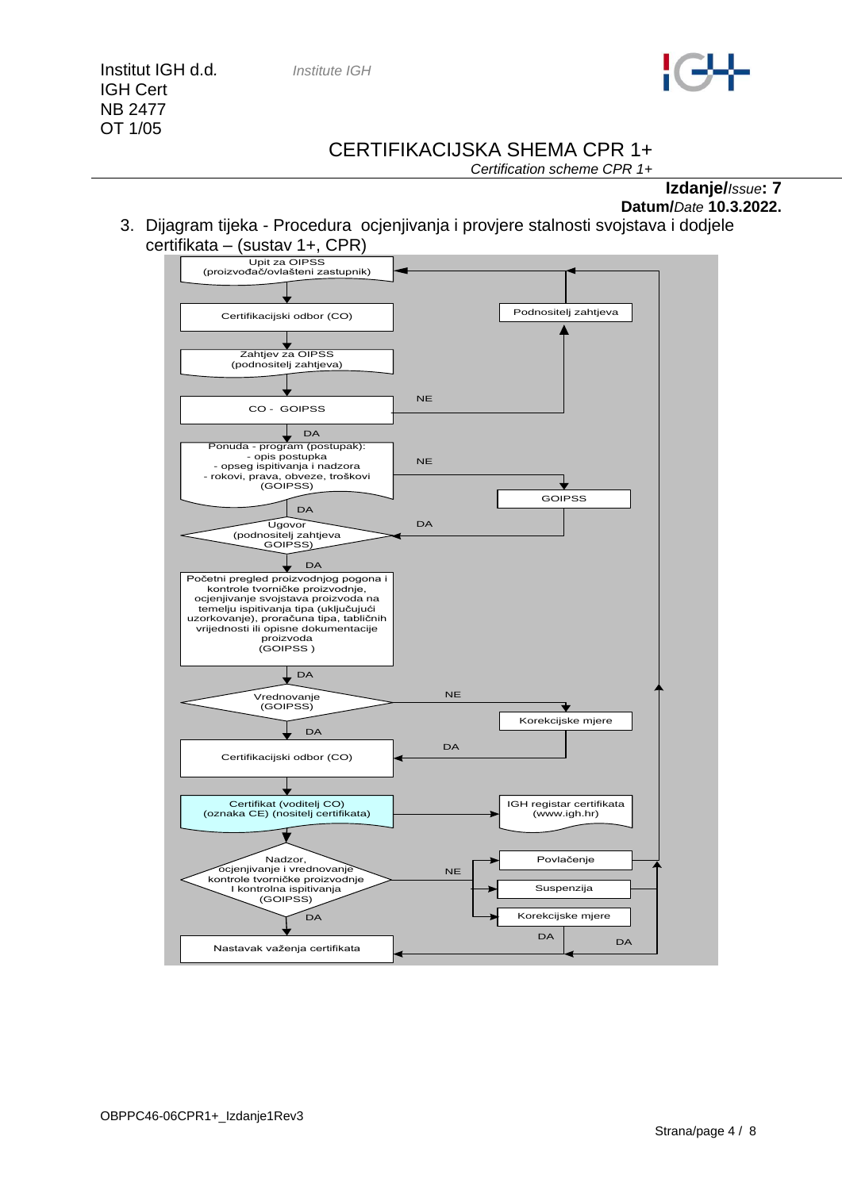3. Dijagram tijeka - Procedura ocjenjivanja i provjere stalnosti svojstava i dodjele certifikata – (sustav 1+, CPR)

Upit za OIPSS
(proizvođač/ovlašteni zastupnik)

Certifikacijski odbor (CO)

Podnositelj zahtjeva

Zahtjev za OIPSS
(podnositelj zahtjeva)

NE

CO - GOIPSS

DA

Ponuda - program (postupak):
- opis postupka
- opseg ispitivanja i nadzora
- rokovi, prava, obveze, troškovi
(GOIPSS)

NE

GOIPSS

DA

DA

Ugovor
(podnositelj zahtjeva
GOIPSS)

DA

Početni pregled proizvodnjog pogona i kontrole tvorničke proizvodnje, ocjenjivanje svojstava proizvoda na temelju ispitivanja tipa (uključujući uzorkovanje), proračuna tipa, tabličnih vrijednosti ili opisne dokumentacije proizvoda
(GOIPSS )

DA

Vrednovanje
(GOIPSS)

NE

Korekcijske mjere

DA

DA

Certifikacijski odbor (CO)

Certifikat (voditelj CO)
(oznaka CE) (nositelj certifikata)

IGH registar certifikata
(www.igh.hr)

Nadzor,
ocjenjivanje i vrednovanje kontrole tvorničke proizvodnje I kontrolna ispitivanja
(GOIPSS)

NE

Povlačenje

Suspenzija

Korekcijske mjere

DA

DA

DA

Nastavak važenja certifikata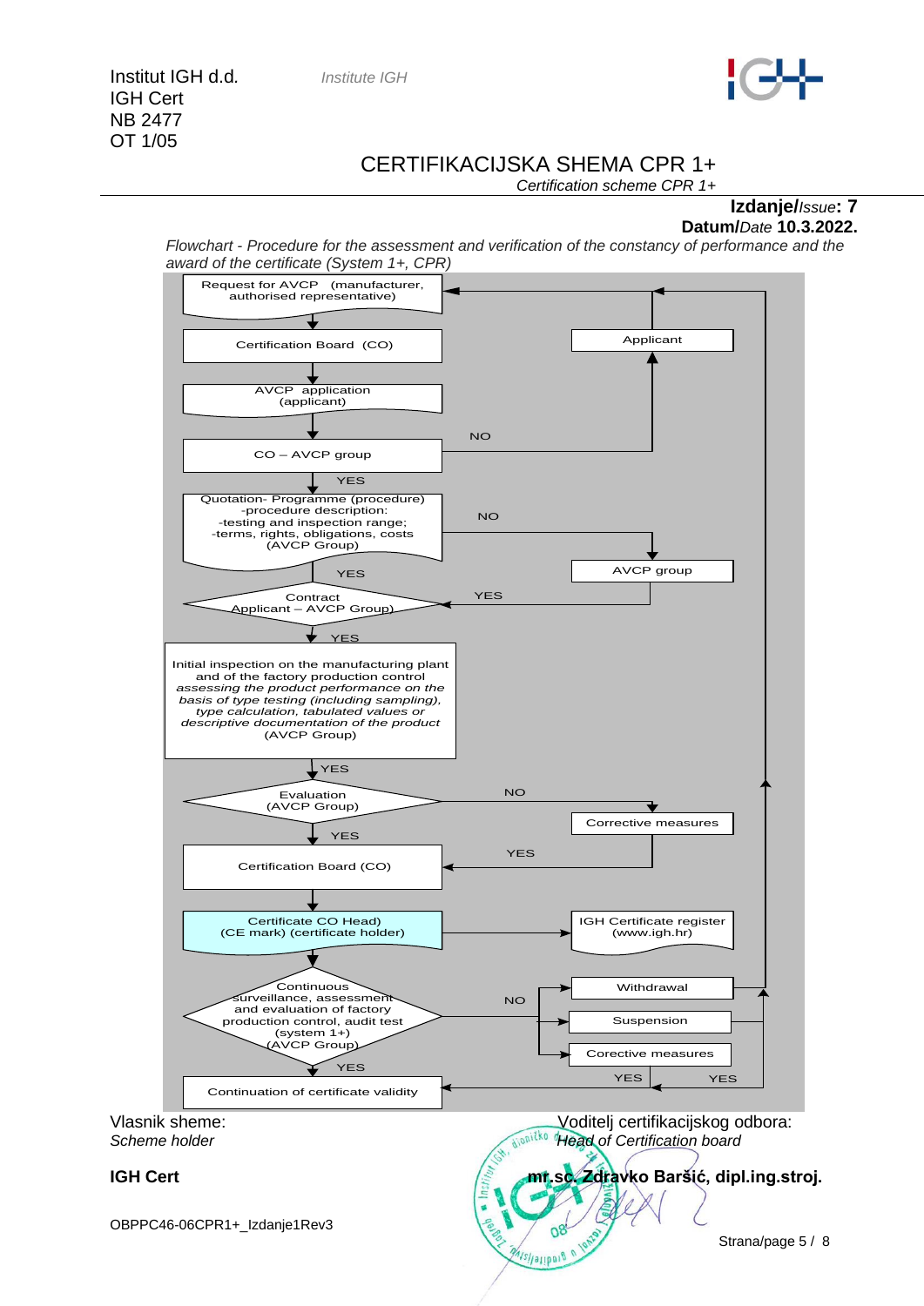Institut IGH d.d. *Institute IGH*
IGH Cert
NB 2477
OT 1/05

# CERTIFIKACIJSKA SHEMA CPR 1+

*Certification scheme CPR 1+*

**Izdanje/***Issue***: 7**
**Datum/***Date* **10.3.2022.**

*Flowchart - Procedure for the assessment and verification of the constancy of performance and the award of the certificate (System 1+, CPR)*

- Request for AVCP (manufacturer, authorised representative)
- ↓ Certification Board (CO)
- ↓ AVCP application (applicant)
- ↓ CO – AVCP group
  - NO → Applicant → back to Request for AVCP
  - YES ↓
- Quotation- Programme (procedure) -procedure description: -testing and inspection range; -terms, rights, obligations, costs (AVCP Group)
  - NO → AVCP group → YES → Contract
  - YES ↓
- Contract Applicant – AVCP Group)
  - YES ↓
- Initial inspection on the manufacturing plant and of the factory production control *assessing the product performance on the basis of type testing (including sampling), type calculation, tabulated values or descriptive documentation of the product* (AVCP Group)
  - YES ↓
- Evaluation (AVCP Group)
  - NO → Corrective measures → YES → Certification Board (CO)
  - YES ↓
- Certification Board (CO)
- ↓ Certificate CO Head) (CE mark) (certificate holder) → IGH Certificate register (www.igh.hr)
- ↓ Continuous surveillance, assessment and evaluation of factory production control, audit test (system 1+) (AVCP Group)
  - NO → Withdrawal (→ back to Request for AVCP) / Suspension / Corective measures → YES → Continuation of certificate validity
  - YES ↓
- Continuation of certificate validity

Vlasnik sheme:
*Scheme holder*

**IGH Cert**

Voditelj certifikacijskog odbora:
*Head of Certification board*

**mr.sc. Zdravko Baršić, dipl.ing.stroj.**

OBPPC46-06CPR1+_Izdanje1Rev3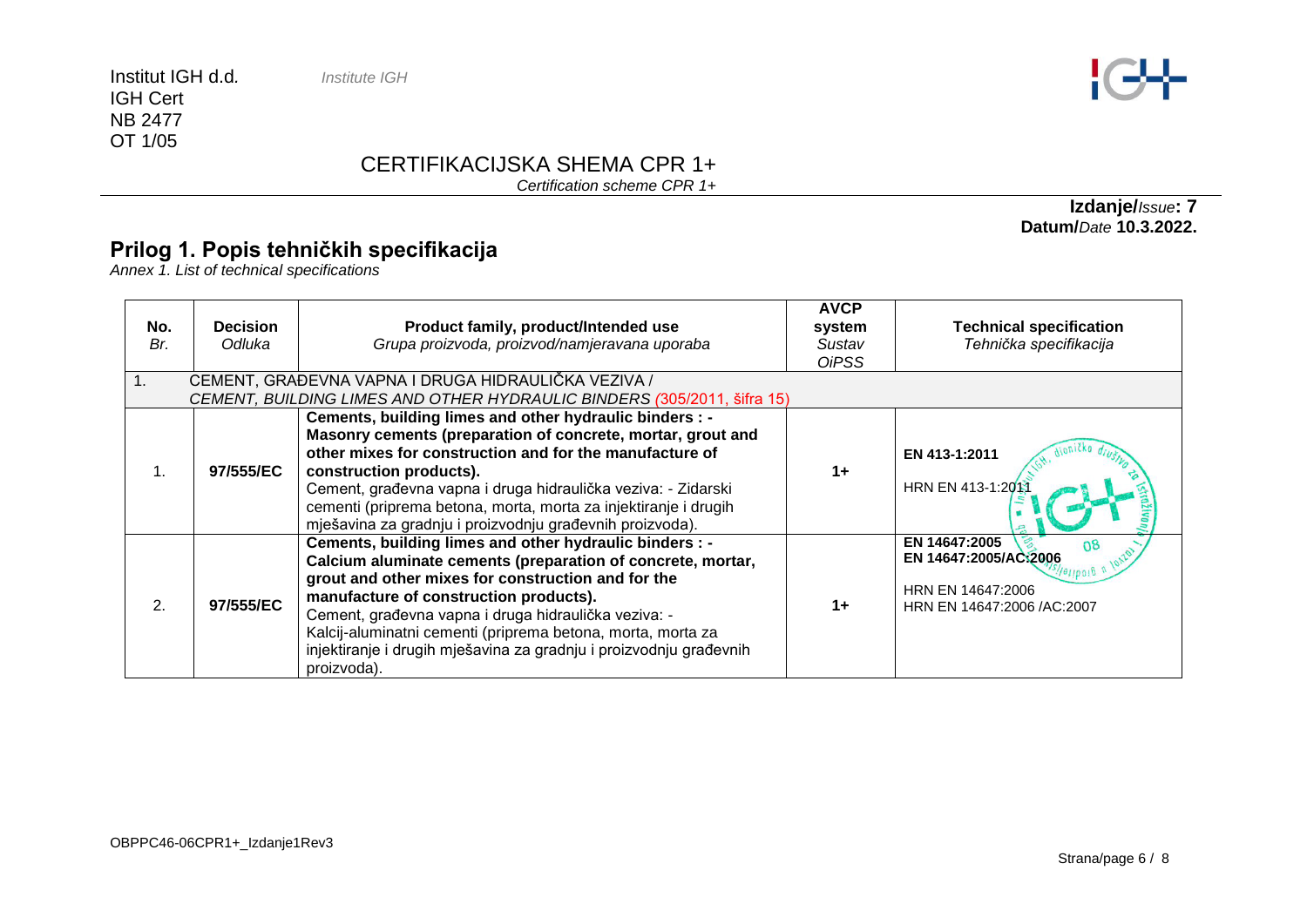Institut IGH d.d. *Institute IGH*
IGH Cert
NB 2477
OT 1/05

## CERTIFIKACIJSKA SHEMA CPR 1+

*Certification scheme CPR 1+*

**Izdanje/***Issue***: 7**
**Datum/***Date* **10.3.2022.**

# Prilog 1. Popis tehničkih specifikacija

*Annex 1. List of technical specifications*

| **No.** *Br.* | **Decision** *Odluka* | **Product family, product/Intended use** *Grupa proizvoda, proizvod/namjeravana uporaba* | **AVCP system** *Sustav OiPSS* | **Technical specification** *Tehnička specifikacija* |
|---|---|---|---|---|
| 1. | CEMENT, GRAĐEVNA VAPNA I DRUGA HIDRAULIČKA VEZIVA / *CEMENT, BUILDING LIMES AND OTHER HYDRAULIC BINDERS (305/2011, šifra 15)* | | | |
| 1. | **97/555/EC** | **Cements, building limes and other hydraulic binders : - Masonry cements (preparation of concrete, mortar, grout and other mixes for construction and for the manufacture of construction products).** Cement, građevna vapna i druga hidraulička veziva: - Zidarski cementi (priprema betona, morta, morta za injektiranje i drugih mješavina za gradnju i proizvodnju građevnih proizvoda). | 1+ | **EN 413-1:2011** HRN EN 413-1:2011 |
| 2. | **97/555/EC** | **Cements, building limes and other hydraulic binders : - Calcium aluminate cements (preparation of concrete, mortar, grout and other mixes for construction and for the manufacture of construction products).** Cement, građevna vapna i druga hidraulička veziva: - Kalcij-aluminatni cementi (priprema betona, morta, morta za injektiranje i drugih mješavina za gradnju i proizvodnju građevnih proizvoda). | 1+ | **EN 14647:2005** **EN 14647:2005/AC:2006** HRN EN 14647:2006 HRN EN 14647:2006 /AC:2007 |

OBPPC46-06CPR1+_Izdanje1Rev3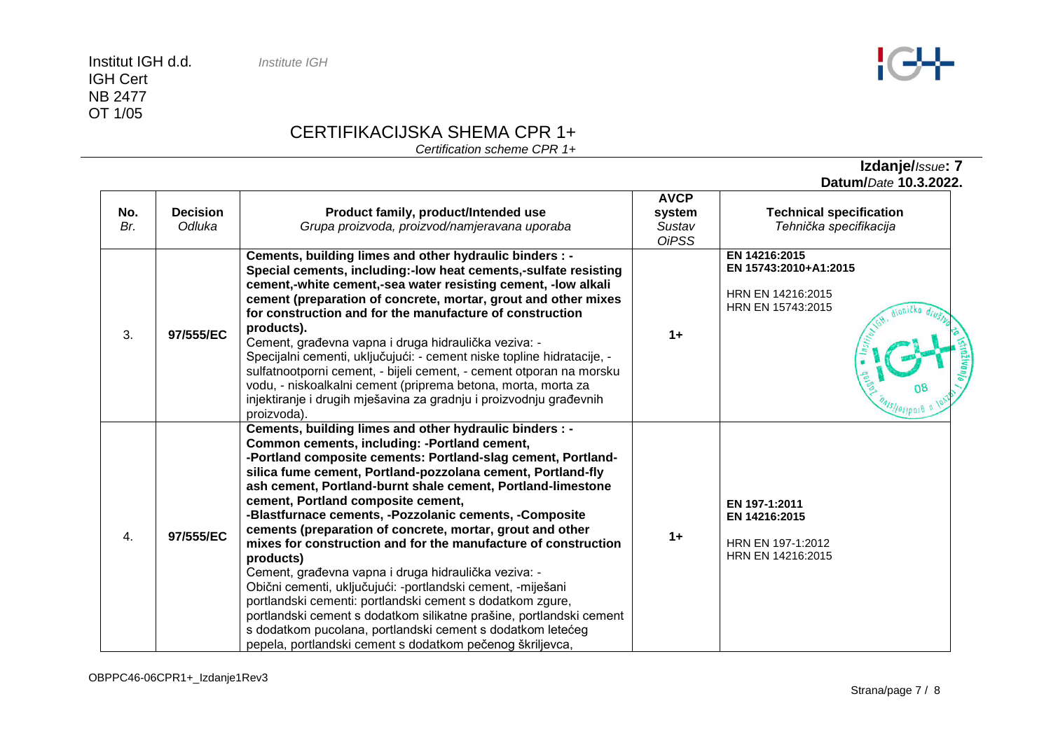Institut IGH d.d. *Institute IGH*
IGH Cert
NB 2477
OT 1/05

# CERTIFIKACIJSKA SHEMA CPR 1+

*Certification scheme CPR 1+*

**Izdanje/*Issue*: 7**
**Datum/*Date* 10.3.2022.**

| **No.** *Br.* | **Decision** *Odluka* | **Product family, product/Intended use** *Grupa proizvoda, proizvod/namjeravana uporaba* | **AVCP system** *Sustav OiPSS* | **Technical specification** *Tehnička specifikacija* |
|---|---|---|---|---|
| 3. | **97/555/EC** | **Cements, building limes and other hydraulic binders : - Special cements, including:-low heat cements,-sulfate resisting cement,-white cement,-sea water resisting cement, -low alkali cement (preparation of concrete, mortar, grout and other mixes for construction and for the manufacture of construction products).** Cement, građevna vapna i druga hidraulička veziva: - Specijalni cementi, uključujući: - cement niske topline hidratacije, - sulfatnootporni cement, - bijeli cement, - cement otporan na morsku vodu, - niskoalkalni cement (priprema betona, morta, morta za injektiranje i drugih mješavina za gradnju i proizvodnju građevnih proizvoda). | **1+** | **EN 14216:2015** **EN 15743:2010+A1:2015** HRN EN 14216:2015 HRN EN 15743:2015 |
| 4. | **97/555/EC** | **Cements, building limes and other hydraulic binders : - Common cements, including: -Portland cement, -Portland composite cements: Portland-slag cement, Portland-silica fume cement, Portland-pozzolana cement, Portland-fly ash cement, Portland-burnt shale cement, Portland-limestone cement, Portland composite cement, -Blastfurnace cements, -Pozzolanic cements, -Composite cements (preparation of concrete, mortar, grout and other mixes for construction and for the manufacture of construction products)** Cement, građevna vapna i druga hidraulička veziva: - Obični cementi, uključujući: -portlandski cement, -miješani portlandski cementi: portlandski cement s dodatkom zgure, portlandski cement s dodatkom silikatne prašine, portlandski cement s dodatkom pucolana, portlandski cement s dodatkom letećeg pepela, portlandski cement s dodatkom pečenog škriljevca, | **1+** | **EN 197-1:2011** **EN 14216:2015** HRN EN 197-1:2012 HRN EN 14216:2015 |

OBPPC46-06CPR1+_Izdanje1Rev3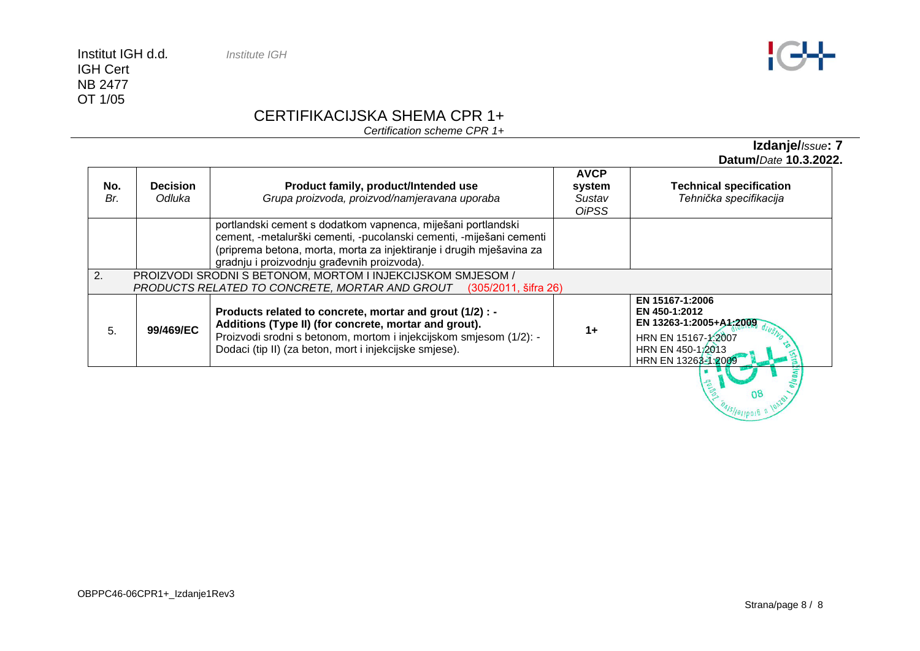Institut IGH d.d. *Institute IGH*
IGH Cert
NB 2477
OT 1/05

# CERTIFIKACIJSKA SHEMA CPR 1+
*Certification scheme CPR 1+*

**Izdanje/***Issue***: 7**
**Datum/***Date* **10.3.2022.**

| No. *Br.* | Decision *Odluka* | Product family, product/Intended use *Grupa proizvoda, proizvod/namjeravana uporaba* | AVCP system *Sustav OiPSS* | Technical specification *Tehnička specifikacija* |
|---|---|---|---|---|
| | | portlandski cement s dodatkom vapnenca, miješani portlandski cement, -metalurški cementi, -pucolanski cementi, -miješani cementi (priprema betona, morta, morta za injektiranje i drugih mješavina za gradnju i proizvodnju građevnih proizvoda). | | |
| 2. | PROIZVODI SRODNI S BETONOM, MORTOM I INJEKCIJSKOM SMJESOM / *PRODUCTS RELATED TO CONCRETE, MORTAR AND GROUT* (305/2011, šifra 26) | | | |
| 5. | **99/469/EC** | **Products related to concrete, mortar and grout (1/2) : - Additions (Type II) (for concrete, mortar and grout).** Proizvodi srodni s betonom, mortom i injekcijskom smjesom (1/2): - Dodaci (tip II) (za beton, mort i injekcijske smjese). | **1+** | **EN 15167-1:2006** **EN 450-1:2012** **EN 13263-1:2005+A1:2009** HRN EN 15167-1:2007 HRN EN 450-1:2013 HRN EN 13263-1:2009 |

OBPPC46-06CPR1+_Izdanje1Rev3